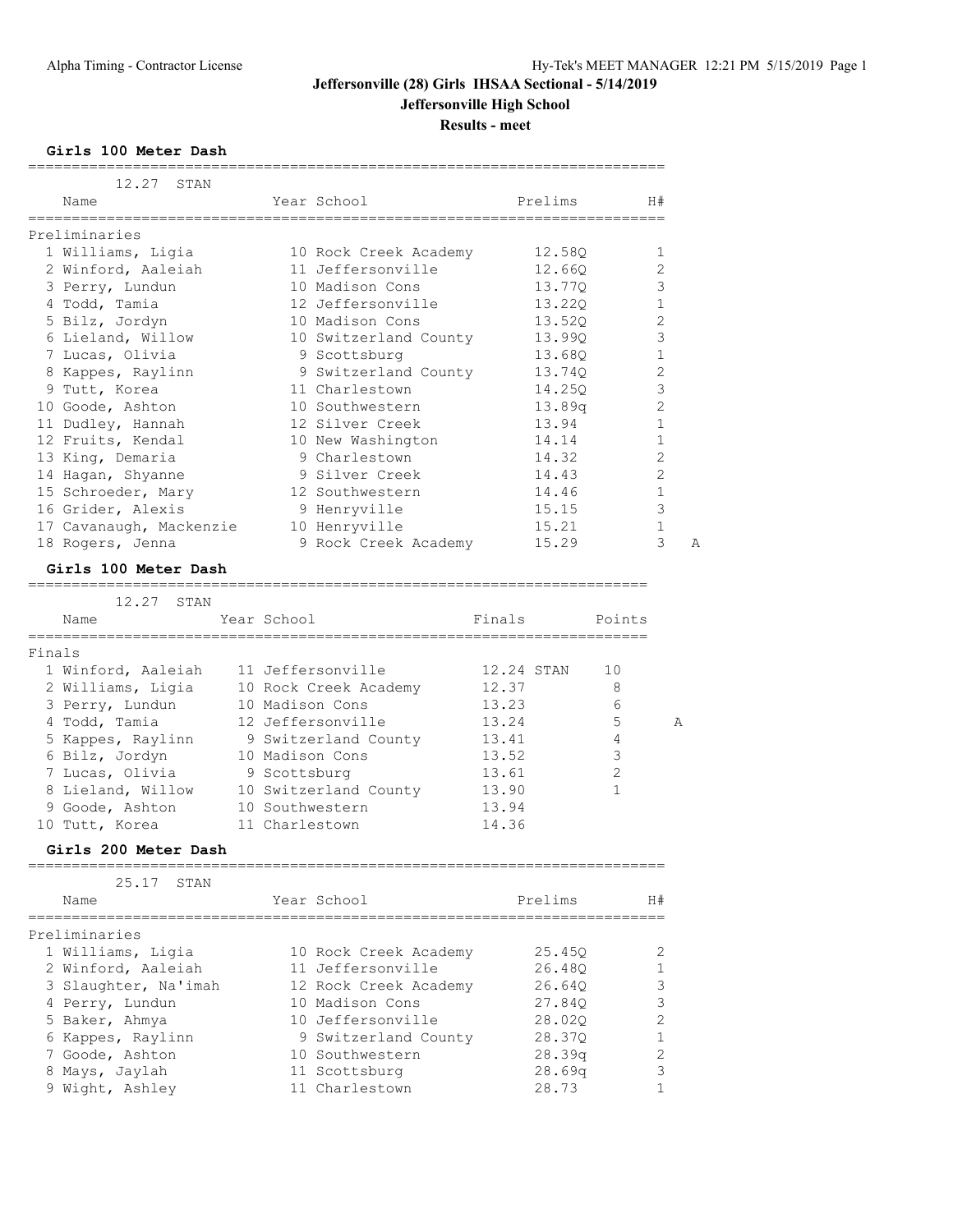# Jeffersonville (28) Girls IHSAA Sectional - 5/14/2019

## Jeffersonville High School

### Results - meet

**Girls 100 Meter Dash**

12.27 STAN

Preliminaries

| | Name | Year | School | Prelims | H# | |
|---|---|---|---|---|---|---|
| 1 | Williams, Ligia | 10 | Rock Creek Academy | 12.58Q | 1 | |
| 2 | Winford, Aaleiah | 11 | Jeffersonville | 12.66Q | 2 | |
| 3 | Perry, Lundun | 10 | Madison Cons | 13.77Q | 3 | |
| 4 | Todd, Tamia | 12 | Jeffersonville | 13.22Q | 1 | |
| 5 | Bilz, Jordyn | 10 | Madison Cons | 13.52Q | 2 | |
| 6 | Lieland, Willow | 10 | Switzerland County | 13.99Q | 3 | |
| 7 | Lucas, Olivia | 9 | Scottsburg | 13.68Q | 1 | |
| 8 | Kappes, Raylinn | 9 | Switzerland County | 13.74Q | 2 | |
| 9 | Tutt, Korea | 11 | Charlestown | 14.25Q | 3 | |
| 10 | Goode, Ashton | 10 | Southwestern | 13.89q | 2 | |
| 11 | Dudley, Hannah | 12 | Silver Creek | 13.94 | 1 | |
| 12 | Fruits, Kendal | 10 | New Washington | 14.14 | 1 | |
| 13 | King, Demaria | 9 | Charlestown | 14.32 | 2 | |
| 14 | Hagan, Shyanne | 9 | Silver Creek | 14.43 | 2 | |
| 15 | Schroeder, Mary | 12 | Southwestern | 14.46 | 1 | |
| 16 | Grider, Alexis | 9 | Henryville | 15.15 | 3 | |
| 17 | Cavanaugh, Mackenzie | 10 | Henryville | 15.21 | 1 | |
| 18 | Rogers, Jenna | 9 | Rock Creek Academy | 15.29 | 3 | A |

**Girls 100 Meter Dash**

12.27 STAN

Finals

| | Name | Year | School | Finals | Points | |
|---|---|---|---|---|---|---|
| 1 | Winford, Aaleiah | 11 | Jeffersonville | 12.24 STAN | 10 | |
| 2 | Williams, Ligia | 10 | Rock Creek Academy | 12.37 | 8 | |
| 3 | Perry, Lundun | 10 | Madison Cons | 13.23 | 6 | |
| 4 | Todd, Tamia | 12 | Jeffersonville | 13.24 | 5 | A |
| 5 | Kappes, Raylinn | 9 | Switzerland County | 13.41 | 4 | |
| 6 | Bilz, Jordyn | 10 | Madison Cons | 13.52 | 3 | |
| 7 | Lucas, Olivia | 9 | Scottsburg | 13.61 | 2 | |
| 8 | Lieland, Willow | 10 | Switzerland County | 13.90 | 1 | |
| 9 | Goode, Ashton | 10 | Southwestern | 13.94 | | |
| 10 | Tutt, Korea | 11 | Charlestown | 14.36 | | |

**Girls 200 Meter Dash**

25.17 STAN

Preliminaries

| | Name | Year | School | Prelims | H# |
|---|---|---|---|---|---|
| 1 | Williams, Ligia | 10 | Rock Creek Academy | 25.45Q | 2 |
| 2 | Winford, Aaleiah | 11 | Jeffersonville | 26.48Q | 1 |
| 3 | Slaughter, Na'imah | 12 | Rock Creek Academy | 26.64Q | 3 |
| 4 | Perry, Lundun | 10 | Madison Cons | 27.84Q | 3 |
| 5 | Baker, Ahmya | 10 | Jeffersonville | 28.02Q | 2 |
| 6 | Kappes, Raylinn | 9 | Switzerland County | 28.37Q | 1 |
| 7 | Goode, Ashton | 10 | Southwestern | 28.39q | 2 |
| 8 | Mays, Jaylah | 11 | Scottsburg | 28.69q | 3 |
| 9 | Wight, Ashley | 11 | Charlestown | 28.73 | 1 |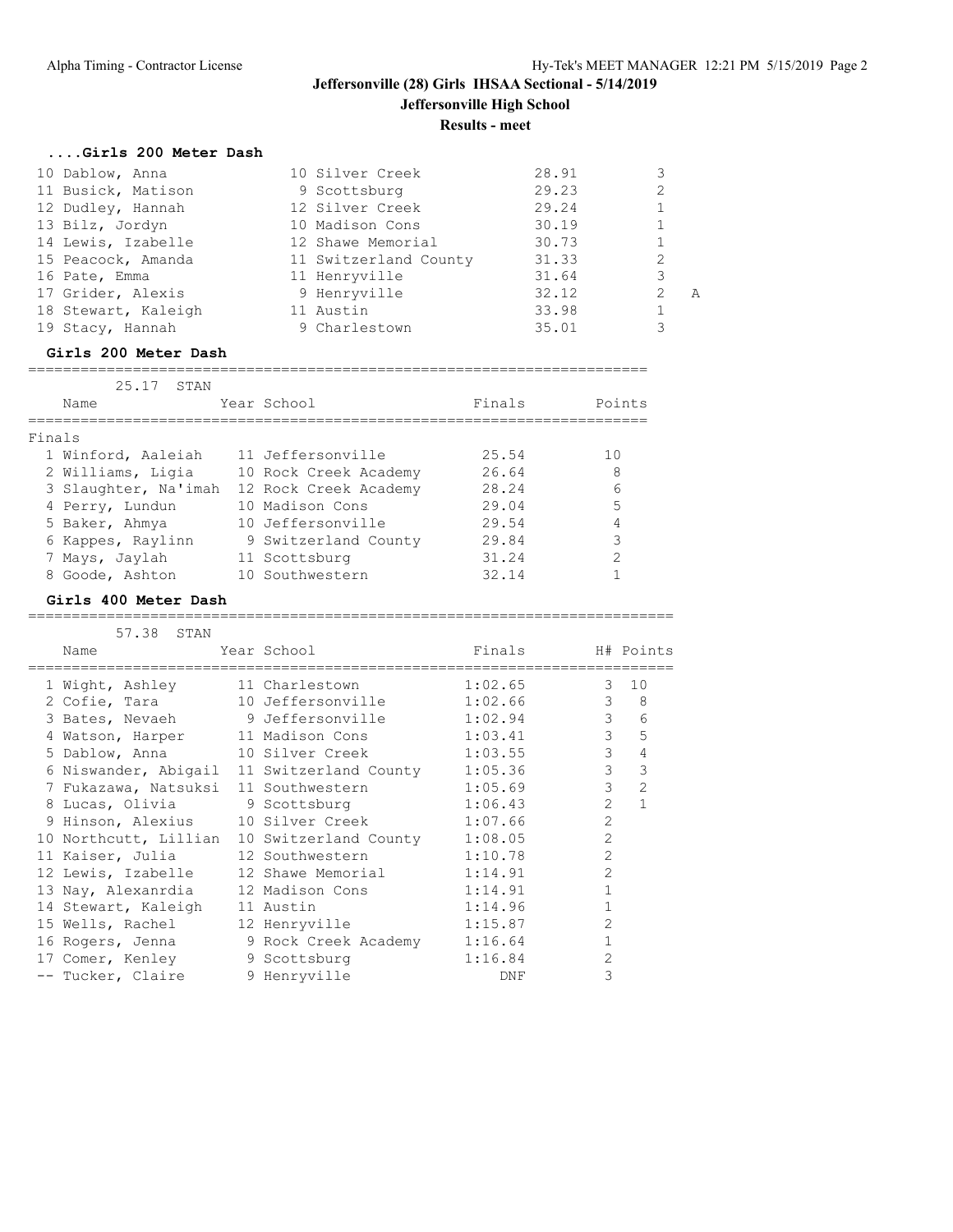# Jeffersonville (28) Girls IHSAA Sectional - 5/14/2019

## Jeffersonville High School

### Results - meet

**....Girls 200 Meter Dash**

| Place | Name | Year | School | Finals | H# | |
|---|---|---|---|---|---|---|
| 10 | Dablow, Anna | 10 | Silver Creek | 28.91 | 3 | |
| 11 | Busick, Matison | 9 | Scottsburg | 29.23 | 2 | |
| 12 | Dudley, Hannah | 12 | Silver Creek | 29.24 | 1 | |
| 13 | Bilz, Jordyn | 10 | Madison Cons | 30.19 | 1 | |
| 14 | Lewis, Izabelle | 12 | Shawe Memorial | 30.73 | 1 | |
| 15 | Peacock, Amanda | 11 | Switzerland County | 31.33 | 2 | |
| 16 | Pate, Emma | 11 | Henryville | 31.64 | 3 | |
| 17 | Grider, Alexis | 9 | Henryville | 32.12 | 2 | A |
| 18 | Stewart, Kaleigh | 11 | Austin | 33.98 | 1 | |
| 19 | Stacy, Hannah | 9 | Charlestown | 35.01 | 3 | |

**Girls 200 Meter Dash**

25.17 STAN

Finals

| Place | Name | Year | School | Finals | Points |
|---|---|---|---|---|---|
| 1 | Winford, Aaleiah | 11 | Jeffersonville | 25.54 | 10 |
| 2 | Williams, Ligia | 10 | Rock Creek Academy | 26.64 | 8 |
| 3 | Slaughter, Na'imah | 12 | Rock Creek Academy | 28.24 | 6 |
| 4 | Perry, Lundun | 10 | Madison Cons | 29.04 | 5 |
| 5 | Baker, Ahmya | 10 | Jeffersonville | 29.54 | 4 |
| 6 | Kappes, Raylinn | 9 | Switzerland County | 29.84 | 3 |
| 7 | Mays, Jaylah | 11 | Scottsburg | 31.24 | 2 |
| 8 | Goode, Ashton | 10 | Southwestern | 32.14 | 1 |

**Girls 400 Meter Dash**

57.38 STAN

| Place | Name | Year | School | Finals | H# | Points |
|---|---|---|---|---|---|---|
| 1 | Wight, Ashley | 11 | Charlestown | 1:02.65 | 3 | 10 |
| 2 | Cofie, Tara | 10 | Jeffersonville | 1:02.66 | 3 | 8 |
| 3 | Bates, Nevaeh | 9 | Jeffersonville | 1:02.94 | 3 | 6 |
| 4 | Watson, Harper | 11 | Madison Cons | 1:03.41 | 3 | 5 |
| 5 | Dablow, Anna | 10 | Silver Creek | 1:03.55 | 3 | 4 |
| 6 | Niswander, Abigail | 11 | Switzerland County | 1:05.36 | 3 | 3 |
| 7 | Fukazawa, Natsuksi | 11 | Southwestern | 1:05.69 | 3 | 2 |
| 8 | Lucas, Olivia | 9 | Scottsburg | 1:06.43 | 2 | 1 |
| 9 | Hinson, Alexius | 10 | Silver Creek | 1:07.66 | 2 | |
| 10 | Northcutt, Lillian | 10 | Switzerland County | 1:08.05 | 2 | |
| 11 | Kaiser, Julia | 12 | Southwestern | 1:10.78 | 2 | |
| 12 | Lewis, Izabelle | 12 | Shawe Memorial | 1:14.91 | 2 | |
| 13 | Nay, Alexanrdia | 12 | Madison Cons | 1:14.91 | 1 | |
| 14 | Stewart, Kaleigh | 11 | Austin | 1:14.96 | 1 | |
| 15 | Wells, Rachel | 12 | Henryville | 1:15.87 | 2 | |
| 16 | Rogers, Jenna | 9 | Rock Creek Academy | 1:16.64 | 1 | |
| 17 | Comer, Kenley | 9 | Scottsburg | 1:16.84 | 2 | |
| -- | Tucker, Claire | 9 | Henryville | DNF | 3 | |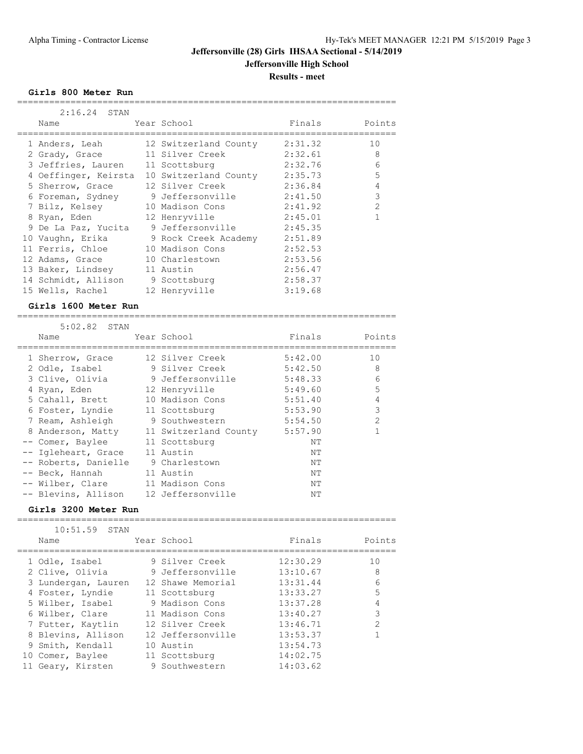# Jeffersonville (28) Girls IHSAA Sectional - 5/14/2019

## Jeffersonville High School

### Results - meet

#### Girls 800 Meter Run

2:16.24 STAN

| Place | Name | Year | School | Finals | Points |
|---|---|---|---|---|---|
| 1 | Anders, Leah | 12 | Switzerland County | 2:31.32 | 10 |
| 2 | Grady, Grace | 11 | Silver Creek | 2:32.61 | 8 |
| 3 | Jeffries, Lauren | 11 | Scottsburg | 2:32.76 | 6 |
| 4 | Oeffinger, Keirsta | 10 | Switzerland County | 2:35.73 | 5 |
| 5 | Sherrow, Grace | 12 | Silver Creek | 2:36.84 | 4 |
| 6 | Foreman, Sydney | 9 | Jeffersonville | 2:41.50 | 3 |
| 7 | Bilz, Kelsey | 10 | Madison Cons | 2:41.92 | 2 |
| 8 | Ryan, Eden | 12 | Henryville | 2:45.01 | 1 |
| 9 | De La Paz, Yucita | 9 | Jeffersonville | 2:45.35 | |
| 10 | Vaughn, Erika | 9 | Rock Creek Academy | 2:51.89 | |
| 11 | Ferris, Chloe | 10 | Madison Cons | 2:52.53 | |
| 12 | Adams, Grace | 10 | Charlestown | 2:53.56 | |
| 13 | Baker, Lindsey | 11 | Austin | 2:56.47 | |
| 14 | Schmidt, Allison | 9 | Scottsburg | 2:58.37 | |
| 15 | Wells, Rachel | 12 | Henryville | 3:19.68 | |

#### Girls 1600 Meter Run

5:02.82 STAN

| Place | Name | Year | School | Finals | Points |
|---|---|---|---|---|---|
| 1 | Sherrow, Grace | 12 | Silver Creek | 5:42.00 | 10 |
| 2 | Odle, Isabel | 9 | Silver Creek | 5:42.50 | 8 |
| 3 | Clive, Olivia | 9 | Jeffersonville | 5:48.33 | 6 |
| 4 | Ryan, Eden | 12 | Henryville | 5:49.60 | 5 |
| 5 | Cahall, Brett | 10 | Madison Cons | 5:51.40 | 4 |
| 6 | Foster, Lyndie | 11 | Scottsburg | 5:53.90 | 3 |
| 7 | Ream, Ashleigh | 9 | Southwestern | 5:54.50 | 2 |
| 8 | Anderson, Matty | 11 | Switzerland County | 5:57.90 | 1 |
| -- | Comer, Baylee | 11 | Scottsburg | NT | |
| -- | Igleheart, Grace | 11 | Austin | NT | |
| -- | Roberts, Danielle | 9 | Charlestown | NT | |
| -- | Beck, Hannah | 11 | Austin | NT | |
| -- | Wilber, Clare | 11 | Madison Cons | NT | |
| -- | Blevins, Allison | 12 | Jeffersonville | NT | |

#### Girls 3200 Meter Run

10:51.59 STAN

| Place | Name | Year | School | Finals | Points |
|---|---|---|---|---|---|
| 1 | Odle, Isabel | 9 | Silver Creek | 12:30.29 | 10 |
| 2 | Clive, Olivia | 9 | Jeffersonville | 13:10.67 | 8 |
| 3 | Lundergan, Lauren | 12 | Shawe Memorial | 13:31.44 | 6 |
| 4 | Foster, Lyndie | 11 | Scottsburg | 13:33.27 | 5 |
| 5 | Wilber, Isabel | 9 | Madison Cons | 13:37.28 | 4 |
| 6 | Wilber, Clare | 11 | Madison Cons | 13:40.27 | 3 |
| 7 | Futter, Kaytlin | 12 | Silver Creek | 13:46.71 | 2 |
| 8 | Blevins, Allison | 12 | Jeffersonville | 13:53.37 | 1 |
| 9 | Smith, Kendall | 10 | Austin | 13:54.73 | |
| 10 | Comer, Baylee | 11 | Scottsburg | 14:02.75 | |
| 11 | Geary, Kirsten | 9 | Southwestern | 14:03.62 | |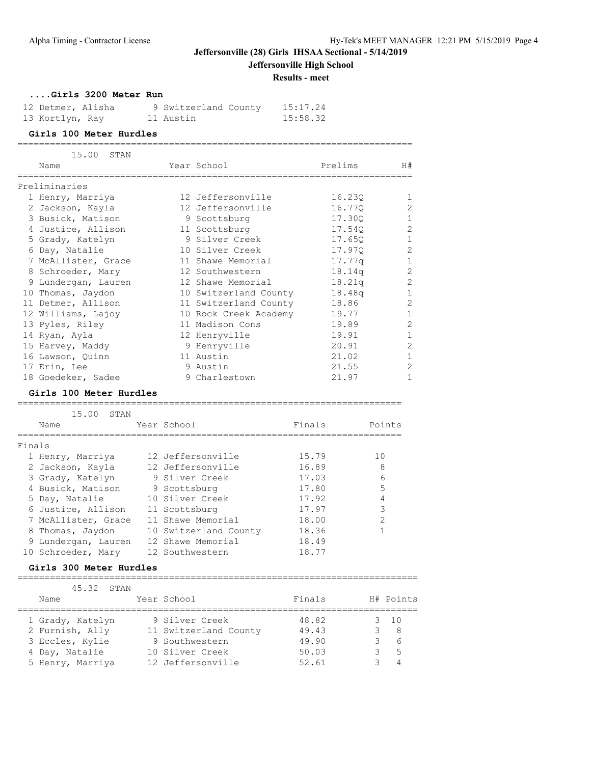# Jeffersonville (28) Girls IHSAA Sectional - 5/14/2019

## Jeffersonville High School

### Results - meet

**....Girls 3200 Meter Run**

| Place | Name | Year | School | Finals |
|---|---|---|---|---|
| 12 | Detmer, Alisha | 9 | Switzerland County | 15:17.24 |
| 13 | Kortlyn, Ray | 11 | Austin | 15:58.32 |

**Girls 100 Meter Hurdles**

15.00 STAN

Preliminaries

| Place | Name | Year | School | Prelims | H# |
|---|---|---|---|---|---|
| 1 | Henry, Marriya | 12 | Jeffersonville | 16.23Q | 1 |
| 2 | Jackson, Kayla | 12 | Jeffersonville | 16.77Q | 2 |
| 3 | Busick, Matison | 9 | Scottsburg | 17.30Q | 1 |
| 4 | Justice, Allison | 11 | Scottsburg | 17.54Q | 2 |
| 5 | Grady, Katelyn | 9 | Silver Creek | 17.65Q | 1 |
| 6 | Day, Natalie | 10 | Silver Creek | 17.97Q | 2 |
| 7 | McAllister, Grace | 11 | Shawe Memorial | 17.77q | 1 |
| 8 | Schroeder, Mary | 12 | Southwestern | 18.14q | 2 |
| 9 | Lundergan, Lauren | 12 | Shawe Memorial | 18.21q | 2 |
| 10 | Thomas, Jaydon | 10 | Switzerland County | 18.48q | 1 |
| 11 | Detmer, Allison | 11 | Switzerland County | 18.86 | 2 |
| 12 | Williams, Lajoy | 10 | Rock Creek Academy | 19.77 | 1 |
| 13 | Pyles, Riley | 11 | Madison Cons | 19.89 | 2 |
| 14 | Ryan, Ayla | 12 | Henryville | 19.91 | 1 |
| 15 | Harvey, Maddy | 9 | Henryville | 20.91 | 2 |
| 16 | Lawson, Quinn | 11 | Austin | 21.02 | 1 |
| 17 | Erin, Lee | 9 | Austin | 21.55 | 2 |
| 18 | Goedeker, Sadee | 9 | Charlestown | 21.97 | 1 |

**Girls 100 Meter Hurdles**

15.00 STAN

Finals

| Place | Name | Year | School | Finals | Points |
|---|---|---|---|---|---|
| 1 | Henry, Marriya | 12 | Jeffersonville | 15.79 | 10 |
| 2 | Jackson, Kayla | 12 | Jeffersonville | 16.89 | 8 |
| 3 | Grady, Katelyn | 9 | Silver Creek | 17.03 | 6 |
| 4 | Busick, Matison | 9 | Scottsburg | 17.80 | 5 |
| 5 | Day, Natalie | 10 | Silver Creek | 17.92 | 4 |
| 6 | Justice, Allison | 11 | Scottsburg | 17.97 | 3 |
| 7 | McAllister, Grace | 11 | Shawe Memorial | 18.00 | 2 |
| 8 | Thomas, Jaydon | 10 | Switzerland County | 18.36 | 1 |
| 9 | Lundergan, Lauren | 12 | Shawe Memorial | 18.49 | |
| 10 | Schroeder, Mary | 12 | Southwestern | 18.77 | |

**Girls 300 Meter Hurdles**

45.32 STAN

| Place | Name | Year | School | Finals | H# | Points |
|---|---|---|---|---|---|---|
| 1 | Grady, Katelyn | 9 | Silver Creek | 48.82 | 3 | 10 |
| 2 | Furnish, Ally | 11 | Switzerland County | 49.43 | 3 | 8 |
| 3 | Eccles, Kylie | 9 | Southwestern | 49.90 | 3 | 6 |
| 4 | Day, Natalie | 10 | Silver Creek | 50.03 | 3 | 5 |
| 5 | Henry, Marriya | 12 | Jeffersonville | 52.61 | 3 | 4 |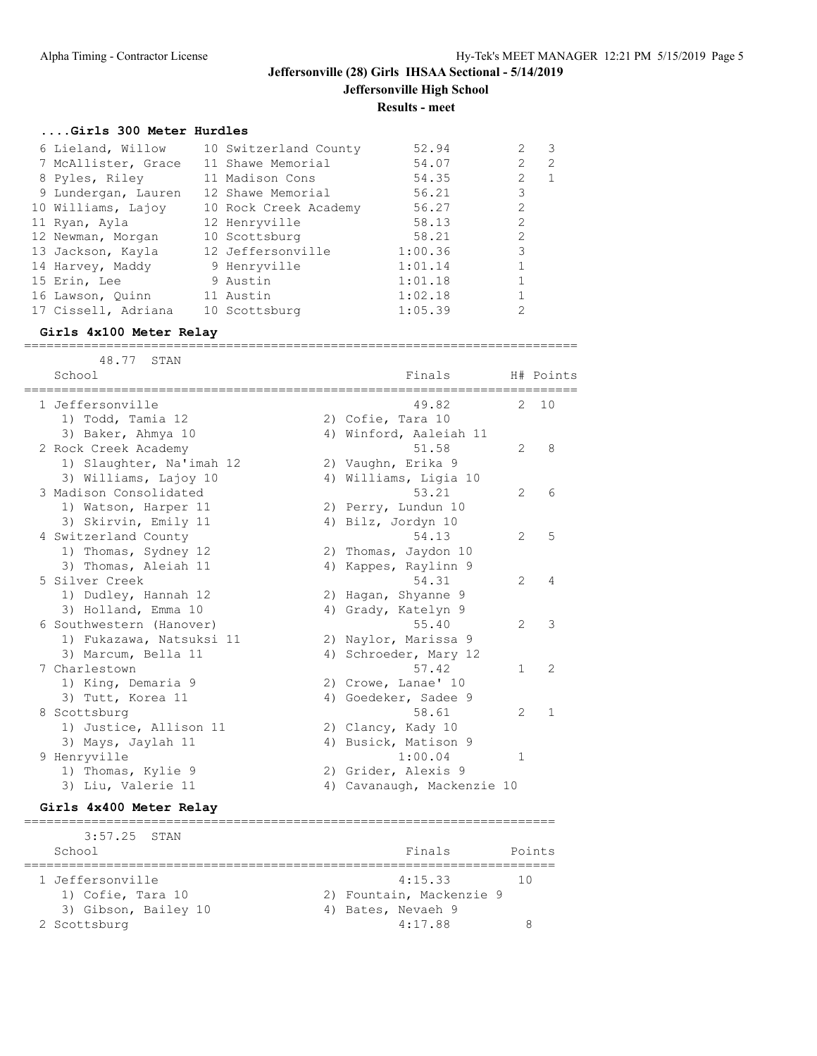# Jeffersonville (28) Girls IHSAA Sectional - 5/14/2019

## Jeffersonville High School

### Results - meet

#### ....Girls 300 Meter Hurdles

| Place | Name | Year | School | Finals | H# | Points |
|---|---|---|---|---|---|---|
| 6 | Lieland, Willow | 10 | Switzerland County | 52.94 | 2 | 3 |
| 7 | McAllister, Grace | 11 | Shawe Memorial | 54.07 | 2 | 2 |
| 8 | Pyles, Riley | 11 | Madison Cons | 54.35 | 2 | 1 |
| 9 | Lundergan, Lauren | 12 | Shawe Memorial | 56.21 | 3 | |
| 10 | Williams, Lajoy | 10 | Rock Creek Academy | 56.27 | 2 | |
| 11 | Ryan, Ayla | 12 | Henryville | 58.13 | 2 | |
| 12 | Newman, Morgan | 10 | Scottsburg | 58.21 | 2 | |
| 13 | Jackson, Kayla | 12 | Jeffersonville | 1:00.36 | 3 | |
| 14 | Harvey, Maddy | 9 | Henryville | 1:01.14 | 1 | |
| 15 | Erin, Lee | 9 | Austin | 1:01.18 | 1 | |
| 16 | Lawson, Quinn | 11 | Austin | 1:02.18 | 1 | |
| 17 | Cissell, Adriana | 10 | Scottsburg | 1:05.39 | 2 | |

#### Girls 4x100 Meter Relay

48.77 STAN

| Place | School | Finals | H# | Points |
|---|---|---|---|---|
| 1 | Jeffersonville | 49.82 | 2 | 10 |
| | 1) Todd, Tamia 12; 2) Cofie, Tara 10; 3) Baker, Ahmya 10; 4) Winford, Aaleiah 11 | | | |
| 2 | Rock Creek Academy | 51.58 | 2 | 8 |
| | 1) Slaughter, Na'imah 12; 2) Vaughn, Erika 9; 3) Williams, Lajoy 10; 4) Williams, Ligia 10 | | | |
| 3 | Madison Consolidated | 53.21 | 2 | 6 |
| | 1) Watson, Harper 11; 2) Perry, Lundun 10; 3) Skirvin, Emily 11; 4) Bilz, Jordyn 10 | | | |
| 4 | Switzerland County | 54.13 | 2 | 5 |
| | 1) Thomas, Sydney 12; 2) Thomas, Jaydon 10; 3) Thomas, Aleiah 11; 4) Kappes, Raylinn 9 | | | |
| 5 | Silver Creek | 54.31 | 2 | 4 |
| | 1) Dudley, Hannah 12; 2) Hagan, Shyanne 9; 3) Holland, Emma 10; 4) Grady, Katelyn 9 | | | |
| 6 | Southwestern (Hanover) | 55.40 | 2 | 3 |
| | 1) Fukazawa, Natsuksi 11; 2) Naylor, Marissa 9; 3) Marcum, Bella 11; 4) Schroeder, Mary 12 | | | |
| 7 | Charlestown | 57.42 | 1 | 2 |
| | 1) King, Demaria 9; 2) Crowe, Lanae' 10; 3) Tutt, Korea 11; 4) Goedeker, Sadee 9 | | | |
| 8 | Scottsburg | 58.61 | 2 | 1 |
| | 1) Justice, Allison 11; 2) Clancy, Kady 10; 3) Mays, Jaylah 11; 4) Busick, Matison 9 | | | |
| 9 | Henryville | 1:00.04 | 1 | |
| | 1) Thomas, Kylie 9; 2) Grider, Alexis 9; 3) Liu, Valerie 11; 4) Cavanaugh, Mackenzie 10 | | | |

#### Girls 4x400 Meter Relay

3:57.25 STAN

| Place | School | Finals | Points |
|---|---|---|---|
| 1 | Jeffersonville | 4:15.33 | 10 |
| | 1) Cofie, Tara 10; 2) Fountain, Mackenzie 9; 3) Gibson, Bailey 10; 4) Bates, Nevaeh 9 | | |
| 2 | Scottsburg | 4:17.88 | 8 |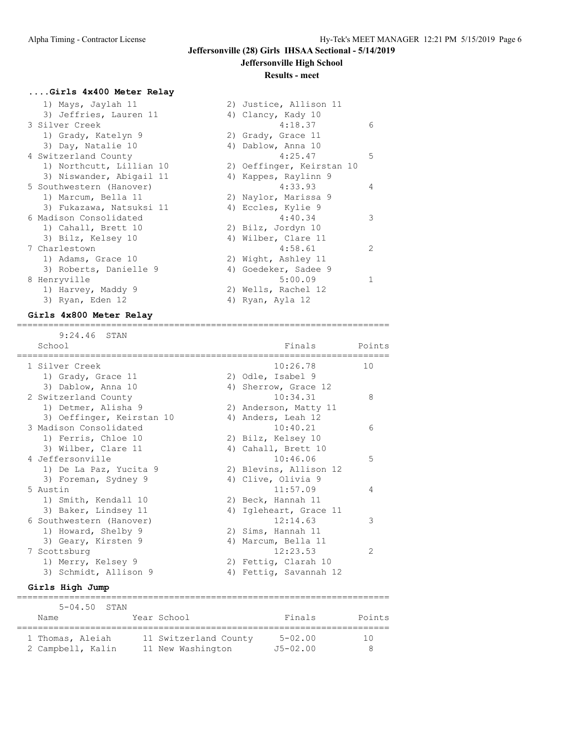## Jeffersonville (28) Girls IHSAA Sectional - 5/14/2019

### Jeffersonville High School

### Results - meet

**....Girls 4x400 Meter Relay**

```
   1) Mays, Jaylah 11                  2) Justice, Allison 11
   3) Jeffries, Lauren 11              4) Clancy, Kady 10
 3 Silver Creek                               4:18.37         6
   1) Grady, Katelyn 9                 2) Grady, Grace 11
   3) Day, Natalie 10                  4) Dablow, Anna 10
 4 Switzerland County                         4:25.47         5
   1) Northcutt, Lillian 10            2) Oeffinger, Keirstan 10
   3) Niswander, Abigail 11            4) Kappes, Raylinn 9
 5 Southwestern (Hanover)                     4:33.93         4
   1) Marcum, Bella 11                 2) Naylor, Marissa 9
   3) Fukazawa, Natsuksi 11            4) Eccles, Kylie 9
 6 Madison Consolidated                       4:40.34         3
   1) Cahall, Brett 10                 2) Bilz, Jordyn 10
   3) Bilz, Kelsey 10                  4) Wilber, Clare 11
 7 Charlestown                                4:58.61         2
   1) Adams, Grace 10                  2) Wight, Ashley 11
   3) Roberts, Danielle 9              4) Goedeker, Sadee 9
 8 Henryville                                 5:00.09         1
   1) Harvey, Maddy 9                  2) Wells, Rachel 12
   3) Ryan, Eden 12                    4) Ryan, Ayla 12
```

**Girls 4x800 Meter Relay**

```
========================================================================
      9:24.46  STAN
   School                                    Finals        Points
========================================================================
 1 Silver Creek                              10:26.78        10
   1) Grady, Grace 11                  2) Odle, Isabel 9
   3) Dablow, Anna 10                  4) Sherrow, Grace 12
 2 Switzerland County                        10:34.31         8
   1) Detmer, Alisha 9                 2) Anderson, Matty 11
   3) Oeffinger, Keirstan 10           4) Anders, Leah 12
 3 Madison Consolidated                      10:40.21         6
   1) Ferris, Chloe 10                 2) Bilz, Kelsey 10
   3) Wilber, Clare 11                 4) Cahall, Brett 10
 4 Jeffersonville                            10:46.06         5
   1) De La Paz, Yucita 9              2) Blevins, Allison 12
   3) Foreman, Sydney 9                4) Clive, Olivia 9
 5 Austin                                    11:57.09         4
   1) Smith, Kendall 10                2) Beck, Hannah 11
   3) Baker, Lindsey 11                4) Igleheart, Grace 11
 6 Southwestern (Hanover)                    12:14.63         3
   1) Howard, Shelby 9                 2) Sims, Hannah 11
   3) Geary, Kirsten 9                 4) Marcum, Bella 11
 7 Scottsburg                                12:23.53         2
   1) Merry, Kelsey 9                  2) Fettig, Clarah 10
   3) Schmidt, Allison 9               4) Fettig, Savannah 12
```

**Girls High Jump**

```
========================================================================
      5-04.50  STAN
   Name              Year School               Finals        Points
========================================================================
 1 Thomas, Aleiah     11 Switzerland County     5-02.00        10
 2 Campbell, Kalin    11 New Washington        J5-02.00         8
```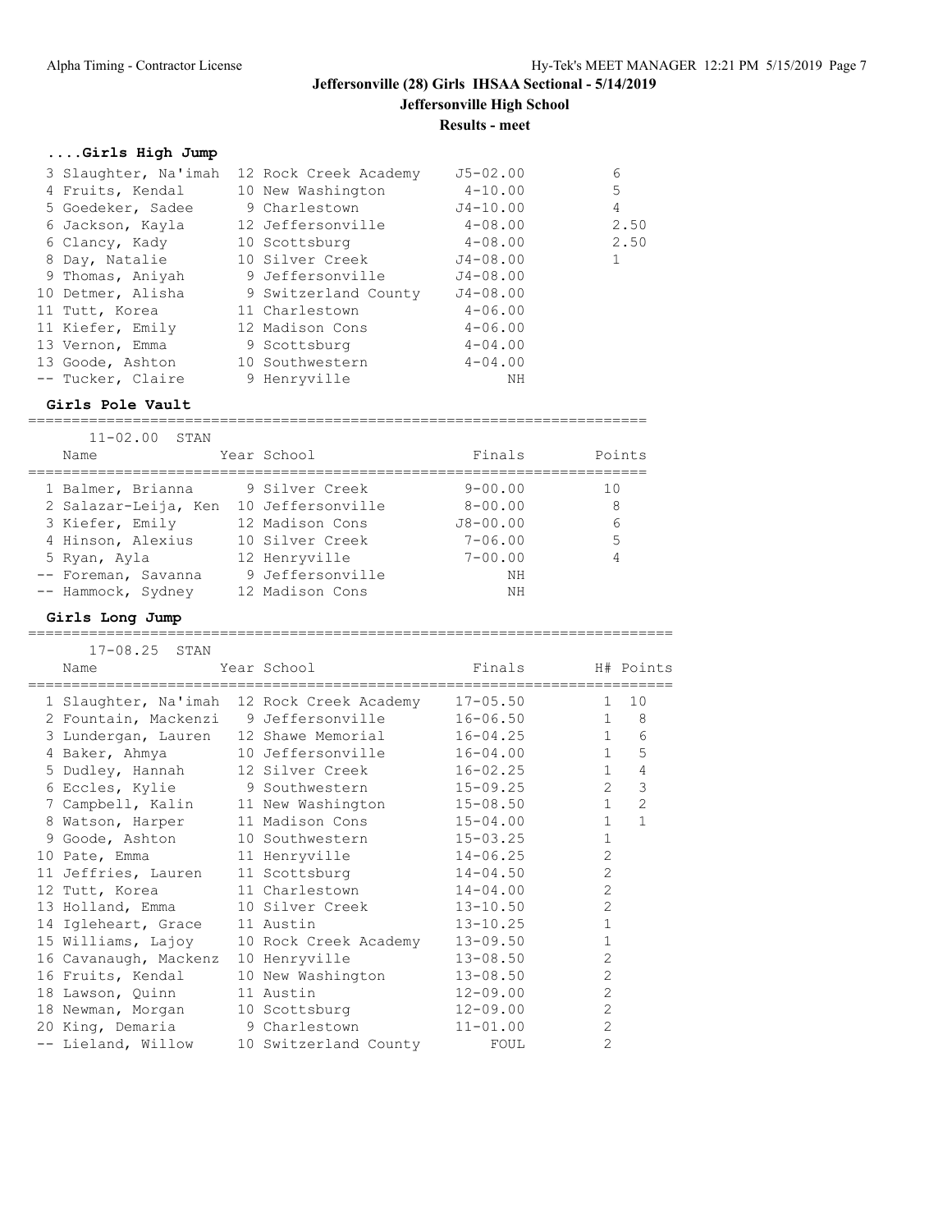# Jeffersonville (28) Girls IHSAA Sectional - 5/14/2019

## Jeffersonville High School

### Results - meet

### ....Girls High Jump

| Place | Name | Year | School | Finals | Points |
|---|---|---|---|---|---|
| 3 | Slaughter, Na'imah | 12 | Rock Creek Academy | J5-02.00 | 6 |
| 4 | Fruits, Kendal | 10 | New Washington | 4-10.00 | 5 |
| 5 | Goedeker, Sadee | 9 | Charlestown | J4-10.00 | 4 |
| 6 | Jackson, Kayla | 12 | Jeffersonville | 4-08.00 | 2.50 |
| 6 | Clancy, Kady | 10 | Scottsburg | 4-08.00 | 2.50 |
| 8 | Day, Natalie | 10 | Silver Creek | J4-08.00 | 1 |
| 9 | Thomas, Aniyah | 9 | Jeffersonville | J4-08.00 | |
| 10 | Detmer, Alisha | 9 | Switzerland County | J4-08.00 | |
| 11 | Tutt, Korea | 11 | Charlestown | 4-06.00 | |
| 11 | Kiefer, Emily | 12 | Madison Cons | 4-06.00 | |
| 13 | Vernon, Emma | 9 | Scottsburg | 4-04.00 | |
| 13 | Goode, Ashton | 10 | Southwestern | 4-04.00 | |
| -- | Tucker, Claire | 9 | Henryville | NH | |

### Girls Pole Vault

11-02.00 STAN

| Place | Name | Year | School | Finals | Points |
|---|---|---|---|---|---|
| 1 | Balmer, Brianna | 9 | Silver Creek | 9-00.00 | 10 |
| 2 | Salazar-Leija, Ken | 10 | Jeffersonville | 8-00.00 | 8 |
| 3 | Kiefer, Emily | 12 | Madison Cons | J8-00.00 | 6 |
| 4 | Hinson, Alexius | 10 | Silver Creek | 7-06.00 | 5 |
| 5 | Ryan, Ayla | 12 | Henryville | 7-00.00 | 4 |
| -- | Foreman, Savanna | 9 | Jeffersonville | NH | |
| -- | Hammock, Sydney | 12 | Madison Cons | NH | |

### Girls Long Jump

17-08.25 STAN

| Place | Name | Year | School | Finals | H# | Points |
|---|---|---|---|---|---|---|
| 1 | Slaughter, Na'imah | 12 | Rock Creek Academy | 17-05.50 | 1 | 10 |
| 2 | Fountain, Mackenzi | 9 | Jeffersonville | 16-06.50 | 1 | 8 |
| 3 | Lundergan, Lauren | 12 | Shawe Memorial | 16-04.25 | 1 | 6 |
| 4 | Baker, Ahmya | 10 | Jeffersonville | 16-04.00 | 1 | 5 |
| 5 | Dudley, Hannah | 12 | Silver Creek | 16-02.25 | 1 | 4 |
| 6 | Eccles, Kylie | 9 | Southwestern | 15-09.25 | 2 | 3 |
| 7 | Campbell, Kalin | 11 | New Washington | 15-08.50 | 1 | 2 |
| 8 | Watson, Harper | 11 | Madison Cons | 15-04.00 | 1 | 1 |
| 9 | Goode, Ashton | 10 | Southwestern | 15-03.25 | 1 | |
| 10 | Pate, Emma | 11 | Henryville | 14-06.25 | 2 | |
| 11 | Jeffries, Lauren | 11 | Scottsburg | 14-04.50 | 2 | |
| 12 | Tutt, Korea | 11 | Charlestown | 14-04.00 | 2 | |
| 13 | Holland, Emma | 10 | Silver Creek | 13-10.50 | 2 | |
| 14 | Igleheart, Grace | 11 | Austin | 13-10.25 | 1 | |
| 15 | Williams, Lajoy | 10 | Rock Creek Academy | 13-09.50 | 1 | |
| 16 | Cavanaugh, Mackenz | 10 | Henryville | 13-08.50 | 2 | |
| 16 | Fruits, Kendal | 10 | New Washington | 13-08.50 | 2 | |
| 18 | Lawson, Quinn | 11 | Austin | 12-09.00 | 2 | |
| 18 | Newman, Morgan | 10 | Scottsburg | 12-09.00 | 2 | |
| 20 | King, Demaria | 9 | Charlestown | 11-01.00 | 2 | |
| -- | Lieland, Willow | 10 | Switzerland County | FOUL | 2 | |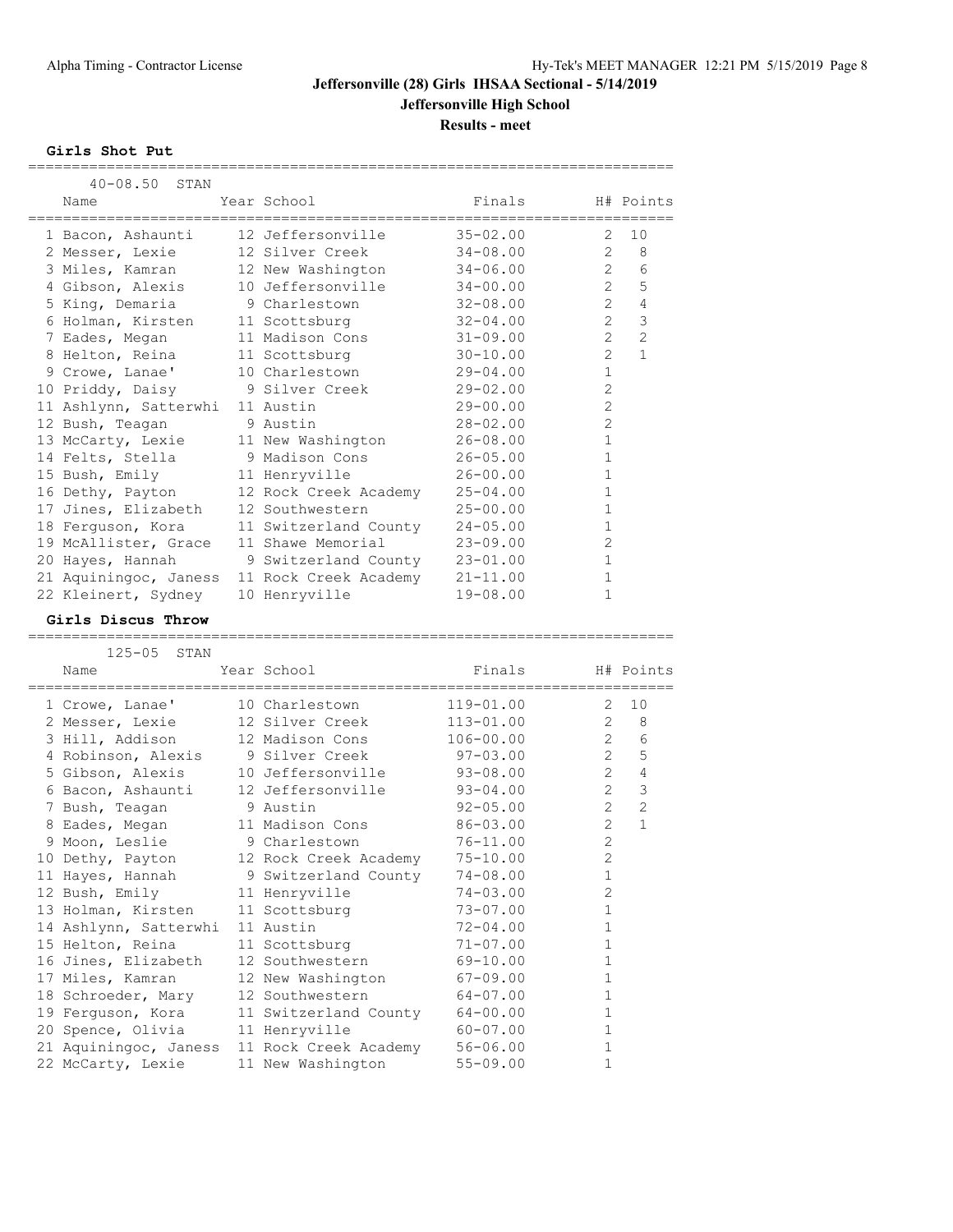# Jeffersonville (28) Girls IHSAA Sectional - 5/14/2019

## Jeffersonville High School

### Results - meet

**Girls Shot Put**

40-08.50 STAN

| | Name | Year | School | Finals | H# | Points |
|---|---|---|---|---|---|---|
| 1 | Bacon, Ashaunti | 12 | Jeffersonville | 35-02.00 | 2 | 10 |
| 2 | Messer, Lexie | 12 | Silver Creek | 34-08.00 | 2 | 8 |
| 3 | Miles, Kamran | 12 | New Washington | 34-06.00 | 2 | 6 |
| 4 | Gibson, Alexis | 10 | Jeffersonville | 34-00.00 | 2 | 5 |
| 5 | King, Demaria | 9 | Charlestown | 32-08.00 | 2 | 4 |
| 6 | Holman, Kirsten | 11 | Scottsburg | 32-04.00 | 2 | 3 |
| 7 | Eades, Megan | 11 | Madison Cons | 31-09.00 | 2 | 2 |
| 8 | Helton, Reina | 11 | Scottsburg | 30-10.00 | 2 | 1 |
| 9 | Crowe, Lanae' | 10 | Charlestown | 29-04.00 | 1 | |
| 10 | Priddy, Daisy | 9 | Silver Creek | 29-02.00 | 2 | |
| 11 | Ashlynn, Satterwhi | 11 | Austin | 29-00.00 | 2 | |
| 12 | Bush, Teagan | 9 | Austin | 28-02.00 | 2 | |
| 13 | McCarty, Lexie | 11 | New Washington | 26-08.00 | 1 | |
| 14 | Felts, Stella | 9 | Madison Cons | 26-05.00 | 1 | |
| 15 | Bush, Emily | 11 | Henryville | 26-00.00 | 1 | |
| 16 | Dethy, Payton | 12 | Rock Creek Academy | 25-04.00 | 1 | |
| 17 | Jines, Elizabeth | 12 | Southwestern | 25-00.00 | 1 | |
| 18 | Ferguson, Kora | 11 | Switzerland County | 24-05.00 | 1 | |
| 19 | McAllister, Grace | 11 | Shawe Memorial | 23-09.00 | 2 | |
| 20 | Hayes, Hannah | 9 | Switzerland County | 23-01.00 | 1 | |
| 21 | Aquiningoc, Janess | 11 | Rock Creek Academy | 21-11.00 | 1 | |
| 22 | Kleinert, Sydney | 10 | Henryville | 19-08.00 | 1 | |

**Girls Discus Throw**

125-05 STAN

| | Name | Year | School | Finals | H# | Points |
|---|---|---|---|---|---|---|
| 1 | Crowe, Lanae' | 10 | Charlestown | 119-01.00 | 2 | 10 |
| 2 | Messer, Lexie | 12 | Silver Creek | 113-01.00 | 2 | 8 |
| 3 | Hill, Addison | 12 | Madison Cons | 106-00.00 | 2 | 6 |
| 4 | Robinson, Alexis | 9 | Silver Creek | 97-03.00 | 2 | 5 |
| 5 | Gibson, Alexis | 10 | Jeffersonville | 93-08.00 | 2 | 4 |
| 6 | Bacon, Ashaunti | 12 | Jeffersonville | 93-04.00 | 2 | 3 |
| 7 | Bush, Teagan | 9 | Austin | 92-05.00 | 2 | 2 |
| 8 | Eades, Megan | 11 | Madison Cons | 86-03.00 | 2 | 1 |
| 9 | Moon, Leslie | 9 | Charlestown | 76-11.00 | 2 | |
| 10 | Dethy, Payton | 12 | Rock Creek Academy | 75-10.00 | 2 | |
| 11 | Hayes, Hannah | 9 | Switzerland County | 74-08.00 | 1 | |
| 12 | Bush, Emily | 11 | Henryville | 74-03.00 | 2 | |
| 13 | Holman, Kirsten | 11 | Scottsburg | 73-07.00 | 1 | |
| 14 | Ashlynn, Satterwhi | 11 | Austin | 72-04.00 | 1 | |
| 15 | Helton, Reina | 11 | Scottsburg | 71-07.00 | 1 | |
| 16 | Jines, Elizabeth | 12 | Southwestern | 69-10.00 | 1 | |
| 17 | Miles, Kamran | 12 | New Washington | 67-09.00 | 1 | |
| 18 | Schroeder, Mary | 12 | Southwestern | 64-07.00 | 1 | |
| 19 | Ferguson, Kora | 11 | Switzerland County | 64-00.00 | 1 | |
| 20 | Spence, Olivia | 11 | Henryville | 60-07.00 | 1 | |
| 21 | Aquiningoc, Janess | 11 | Rock Creek Academy | 56-06.00 | 1 | |
| 22 | McCarty, Lexie | 11 | New Washington | 55-09.00 | 1 | |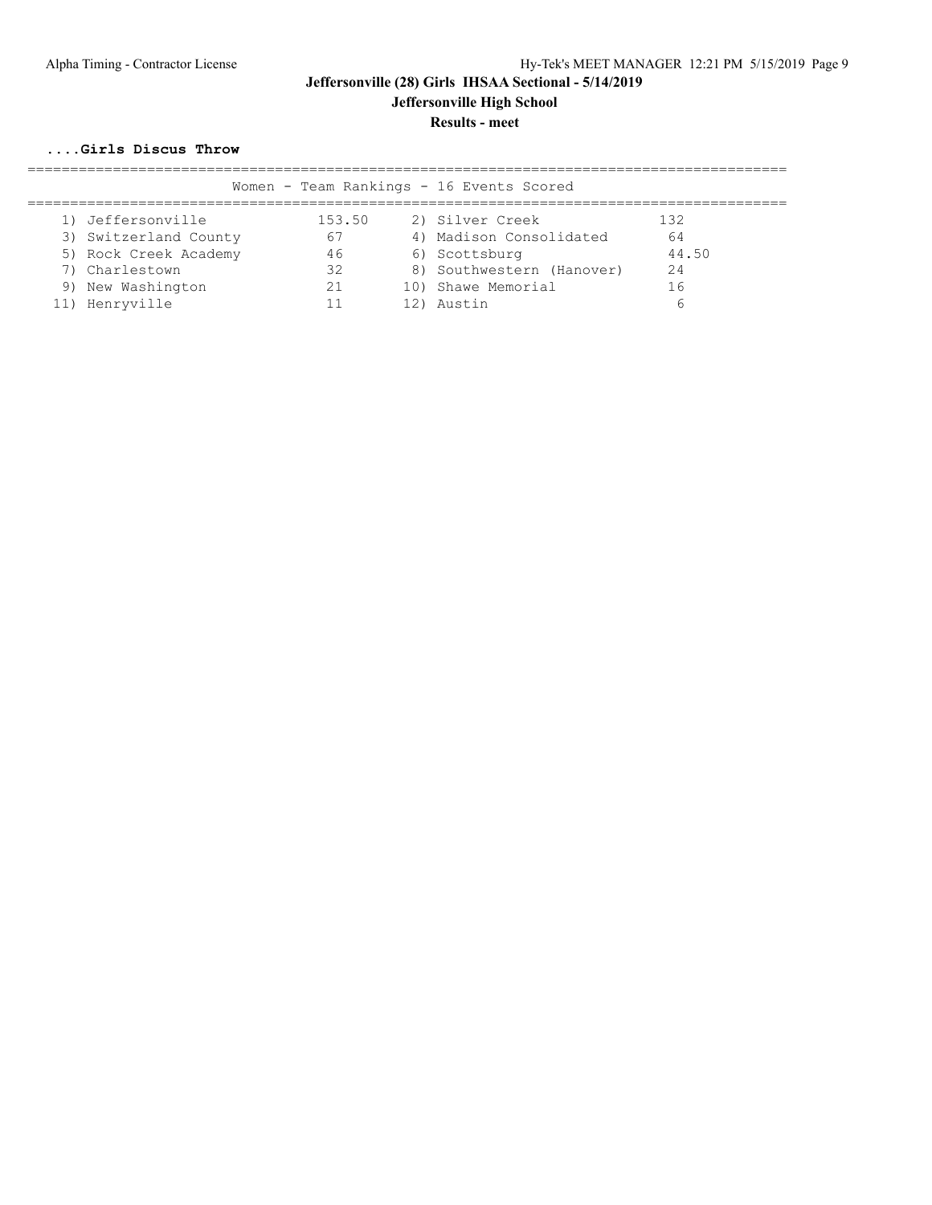**....Girls Discus Throw**

Women - Team Rankings - 16 Events Scored

| | | | |
|---|---|---|---|
| 1) Jeffersonville | 153.50 | 2) Silver Creek | 132 |
| 3) Switzerland County | 67 | 4) Madison Consolidated | 64 |
| 5) Rock Creek Academy | 46 | 6) Scottsburg | 44.50 |
| 7) Charlestown | 32 | 8) Southwestern (Hanover) | 24 |
| 9) New Washington | 21 | 10) Shawe Memorial | 16 |
| 11) Henryville | 11 | 12) Austin | 6 |